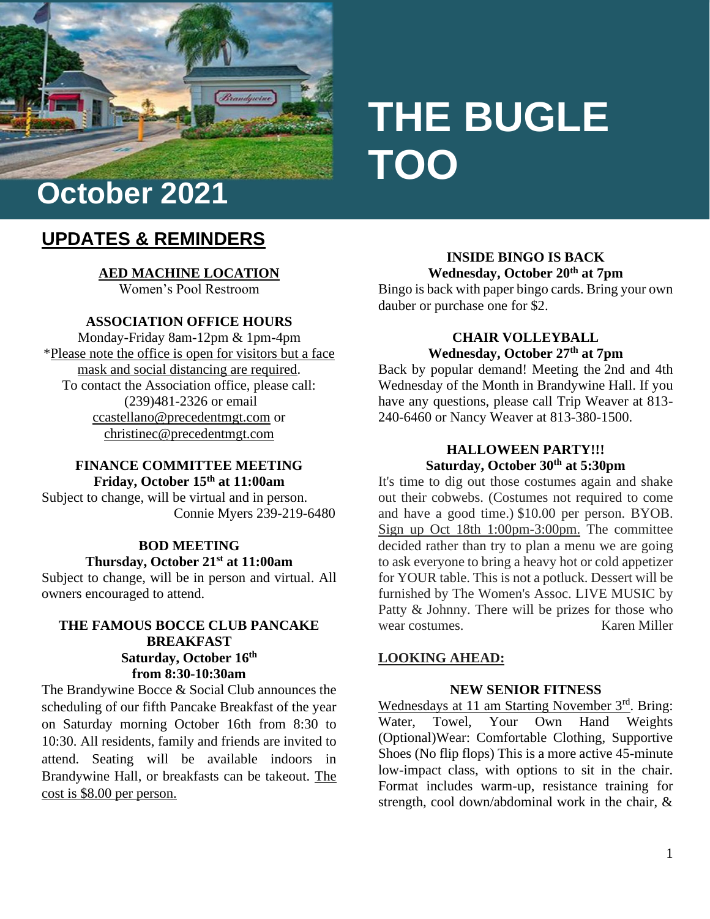# THE BUGLE TOO

## October 2021

## UPDATES & REMINDERS

**AED MACHINE LOCATION**

Women's Pool Restroom

**ASSOCIATION OFFICE HOURS**

Monday-Friday 8am-12pm & 1pm-4pm

*Please note the office is open for visitors but a face mask and social distancing are required.

To contact the Association office, please call: (239)481-2326 or email ccastellano@precedentmgt.com or christinec@precedentmgt.com

**FINANCE COMMITTEE MEETING**
**Friday, October 15th at 11:00am**

Subject to change, will be virtual and in person.
Connie Myers 239-219-6480

**BOD MEETING**
**Thursday, October 21st at 11:00am**

Subject to change, will be in person and virtual. All owners encouraged to attend.

**THE FAMOUS BOCCE CLUB PANCAKE BREAKFAST**
**Saturday, October 16th from 8:30-10:30am**

The Brandywine Bocce & Social Club announces the scheduling of our fifth Pancake Breakfast of the year on Saturday morning October 16th from 8:30 to 10:30. All residents, family and friends are invited to attend. Seating will be available indoors in Brandywine Hall, or breakfasts can be takeout. The cost is $8.00 per person.

**INSIDE BINGO IS BACK**
**Wednesday, October 20th at 7pm**

Bingo is back with paper bingo cards. Bring your own dauber or purchase one for $2.

**CHAIR VOLLEYBALL**
**Wednesday, October 27th at 7pm**

Back by popular demand! Meeting the 2nd and 4th Wednesday of the Month in Brandywine Hall. If you have any questions, please call Trip Weaver at 813-240-6460 or Nancy Weaver at 813-380-1500.

**HALLOWEEN PARTY!!!**
**Saturday, October 30th at 5:30pm**

It's time to dig out those costumes again and shake out their cobwebs. (Costumes not required to come and have a good time.) $10.00 per person. BYOB. Sign up Oct 18th 1:00pm-3:00pm. The committee decided rather than try to plan a menu we are going to ask everyone to bring a heavy hot or cold appetizer for YOUR table. This is not a potluck. Dessert will be furnished by The Women's Assoc. LIVE MUSIC by Patty & Johnny. There will be prizes for those who wear costumes. Karen Miller

**LOOKING AHEAD:**

**NEW SENIOR FITNESS**

Wednesdays at 11 am Starting November 3rd. Bring: Water, Towel, Your Own Hand Weights (Optional)Wear: Comfortable Clothing, Supportive Shoes (No flip flops) This is a more active 45-minute low-impact class, with options to sit in the chair. Format includes warm-up, resistance training for strength, cool down/abdominal work in the chair, &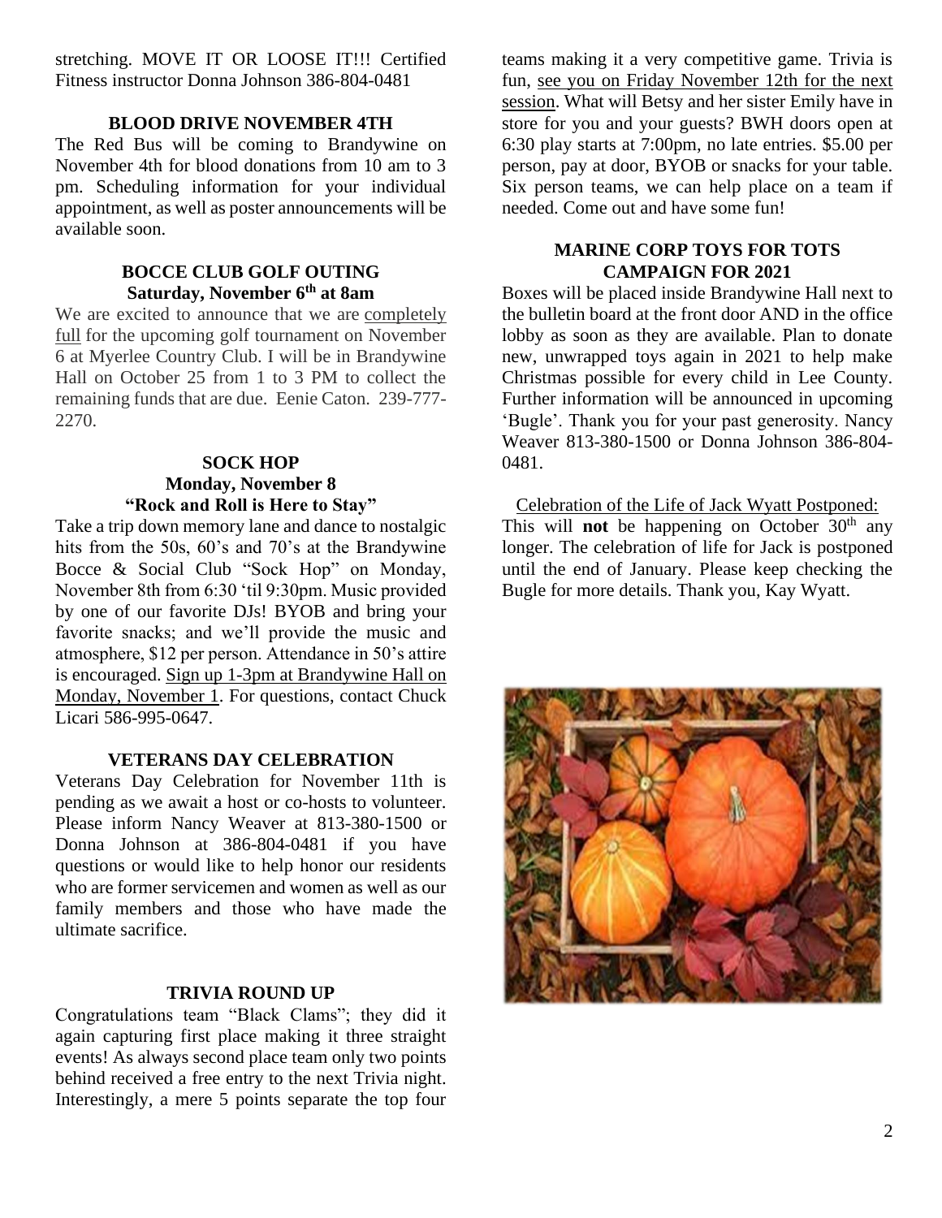stretching. MOVE IT OR LOOSE IT!!! Certified Fitness instructor Donna Johnson 386-804-0481

### BLOOD DRIVE NOVEMBER 4TH

The Red Bus will be coming to Brandywine on November 4th for blood donations from 10 am to 3 pm. Scheduling information for your individual appointment, as well as poster announcements will be available soon.

### BOCCE CLUB GOLF OUTING
### Saturday, November 6th at 8am

We are excited to announce that we are completely full for the upcoming golf tournament on November 6 at Myerlee Country Club. I will be in Brandywine Hall on October 25 from 1 to 3 PM to collect the remaining funds that are due. Eenie Caton. 239-777-2270.

### SOCK HOP
### Monday, November 8
### "Rock and Roll is Here to Stay"

Take a trip down memory lane and dance to nostalgic hits from the 50s, 60's and 70's at the Brandywine Bocce & Social Club "Sock Hop" on Monday, November 8th from 6:30 'til 9:30pm. Music provided by one of our favorite DJs! BYOB and bring your favorite snacks; and we'll provide the music and atmosphere, $12 per person. Attendance in 50's attire is encouraged. Sign up 1-3pm at Brandywine Hall on Monday, November 1. For questions, contact Chuck Licari 586-995-0647.

### VETERANS DAY CELEBRATION

Veterans Day Celebration for November 11th is pending as we await a host or co-hosts to volunteer. Please inform Nancy Weaver at 813-380-1500 or Donna Johnson at 386-804-0481 if you have questions or would like to help honor our residents who are former servicemen and women as well as our family members and those who have made the ultimate sacrifice.

### TRIVIA ROUND UP

Congratulations team "Black Clams"; they did it again capturing first place making it three straight events! As always second place team only two points behind received a free entry to the next Trivia night. Interestingly, a mere 5 points separate the top four teams making it a very competitive game. Trivia is fun, see you on Friday November 12th for the next session. What will Betsy and her sister Emily have in store for you and your guests? BWH doors open at 6:30 play starts at 7:00pm, no late entries. $5.00 per person, pay at door, BYOB or snacks for your table. Six person teams, we can help place on a team if needed. Come out and have some fun!

### MARINE CORP TOYS FOR TOTS CAMPAIGN FOR 2021

Boxes will be placed inside Brandywine Hall next to the bulletin board at the front door AND in the office lobby as soon as they are available. Plan to donate new, unwrapped toys again in 2021 to help make Christmas possible for every child in Lee County. Further information will be announced in upcoming 'Bugle'. Thank you for your past generosity. Nancy Weaver 813-380-1500 or Donna Johnson 386-804-0481.

Celebration of the Life of Jack Wyatt Postponed: This will **not** be happening on October 30th any longer. The celebration of life for Jack is postponed until the end of January. Please keep checking the Bugle for more details. Thank you, Kay Wyatt.